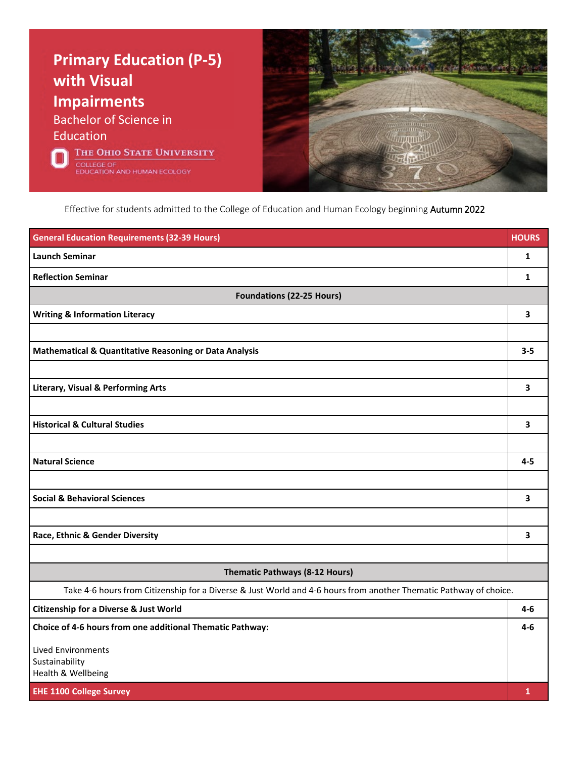# Primary Education (P-5) with Visual Impairments

## Bachelor of Science in Education

The Ohio State University
College of Education and Human Ecology

Effective for students admitted to the College of Education and Human Ecology beginning Autumn 2022

| General Education Requirements (32-39 Hours) | HOURS |
|---|---|
| **Launch Seminar** | **1** |
| **Reflection Seminar** | **1** |
| **Foundations (22-25 Hours)** | |
| **Writing & Information Literacy** | **3** |
| | |
| **Mathematical & Quantitative Reasoning or Data Analysis** | **3-5** |
| | |
| **Literary, Visual & Performing Arts** | **3** |
| | |
| **Historical & Cultural Studies** | **3** |
| | |
| **Natural Science** | **4-5** |
| | |
| **Social & Behavioral Sciences** | **3** |
| | |
| **Race, Ethnic & Gender Diversity** | **3** |
| | |
| **Thematic Pathways (8-12 Hours)** | |
| Take 4-6 hours from Citizenship for a Diverse & Just World and 4-6 hours from another Thematic Pathway of choice. | |
| **Citizenship for a Diverse & Just World** | **4-6** |
| **Choice of 4-6 hours from one additional Thematic Pathway:** Lived Environments, Sustainability, Health & Wellbeing | **4-6** |
| **EHE 1100 College Survey** | **1** |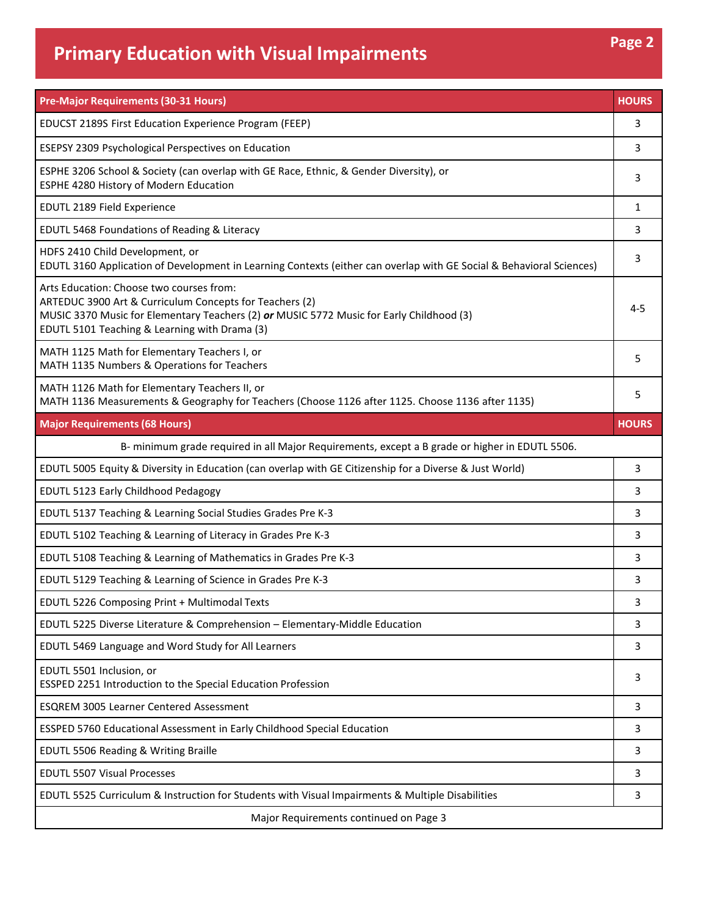# Primary Education with Visual Impairments

| Pre-Major Requirements (30-31 Hours) | HOURS |
| --- | --- |
| EDUCST 2189S First Education Experience Program (FEEP) | 3 |
| ESEPSY 2309 Psychological Perspectives on Education | 3 |
| ESPHE 3206 School & Society (can overlap with GE Race, Ethnic, & Gender Diversity), or<br>ESPHE 4280 History of Modern Education | 3 |
| EDUTL 2189 Field Experience | 1 |
| EDUTL 5468 Foundations of Reading & Literacy | 3 |
| HDFS 2410 Child Development, or<br>EDUTL 3160 Application of Development in Learning Contexts (either can overlap with GE Social & Behavioral Sciences) | 3 |
| Arts Education: Choose two courses from:<br>ARTEDUC 3900 Art & Curriculum Concepts for Teachers (2)<br>MUSIC 3370 Music for Elementary Teachers (2) ***or*** MUSIC 5772 Music for Early Childhood (3)<br>EDUTL 5101 Teaching & Learning with Drama (3) | 4-5 |
| MATH 1125 Math for Elementary Teachers I, or<br>MATH 1135 Numbers & Operations for Teachers | 5 |
| MATH 1126 Math for Elementary Teachers II, or<br>MATH 1136 Measurements & Geography for Teachers (Choose 1126 after 1125. Choose 1136 after 1135) | 5 |
| **Major Requirements (68 Hours)** | **HOURS** |
| B- minimum grade required in all Major Requirements, except a B grade or higher in EDUTL 5506. | |
| EDUTL 5005 Equity & Diversity in Education (can overlap with GE Citizenship for a Diverse & Just World) | 3 |
| EDUTL 5123 Early Childhood Pedagogy | 3 |
| EDUTL 5137 Teaching & Learning Social Studies Grades Pre K-3 | 3 |
| EDUTL 5102 Teaching & Learning of Literacy in Grades Pre K-3 | 3 |
| EDUTL 5108 Teaching & Learning of Mathematics in Grades Pre K-3 | 3 |
| EDUTL 5129 Teaching & Learning of Science in Grades Pre K-3 | 3 |
| EDUTL 5226 Composing Print + Multimodal Texts | 3 |
| EDUTL 5225 Diverse Literature & Comprehension – Elementary-Middle Education | 3 |
| EDUTL 5469 Language and Word Study for All Learners | 3 |
| EDUTL 5501 Inclusion, or<br>ESSPED 2251 Introduction to the Special Education Profession | 3 |
| ESQREM 3005 Learner Centered Assessment | 3 |
| ESSPED 5760 Educational Assessment in Early Childhood Special Education | 3 |
| EDUTL 5506 Reading & Writing Braille | 3 |
| EDUTL 5507 Visual Processes | 3 |
| EDUTL 5525 Curriculum & Instruction for Students with Visual Impairments & Multiple Disabilities | 3 |
| Major Requirements continued on Page 3 | |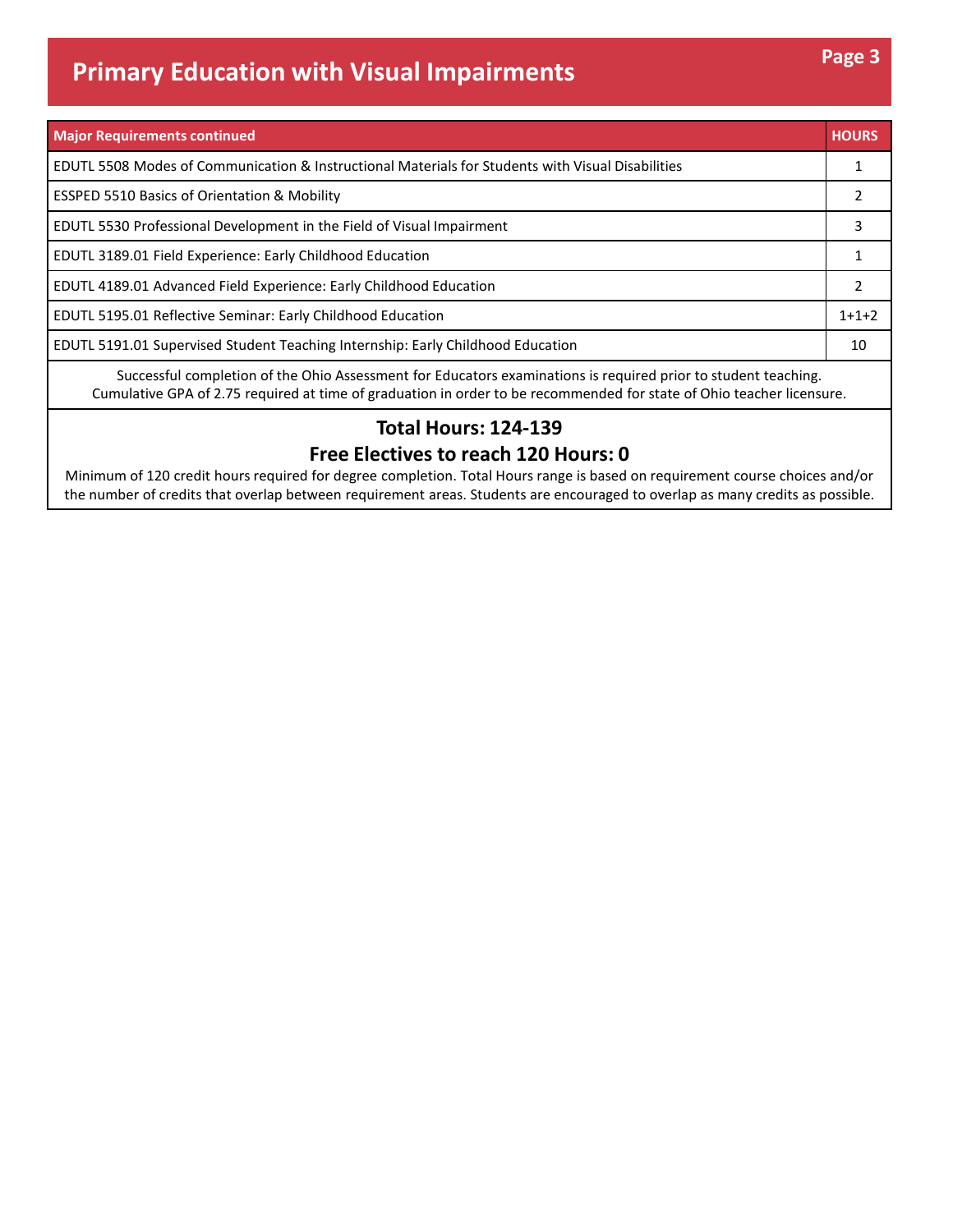# Primary Education with Visual Impairments

| Major Requirements continued | HOURS |
|---|---|
| EDUTL 5508 Modes of Communication & Instructional Materials for Students with Visual Disabilities | 1 |
| ESSPED 5510 Basics of Orientation & Mobility | 2 |
| EDUTL 5530 Professional Development in the Field of Visual Impairment | 3 |
| EDUTL 3189.01 Field Experience: Early Childhood Education | 1 |
| EDUTL 4189.01 Advanced Field Experience: Early Childhood Education | 2 |
| EDUTL 5195.01 Reflective Seminar: Early Childhood Education | 1+1+2 |
| EDUTL 5191.01 Supervised Student Teaching Internship: Early Childhood Education | 10 |

Successful completion of the Ohio Assessment for Educators examinations is required prior to student teaching.
Cumulative GPA of 2.75 required at time of graduation in order to be recommended for state of Ohio teacher licensure.

## Total Hours: 124-139

## Free Electives to reach 120 Hours: 0

Minimum of 120 credit hours required for degree completion. Total Hours range is based on requirement course choices and/or the number of credits that overlap between requirement areas. Students are encouraged to overlap as many credits as possible.